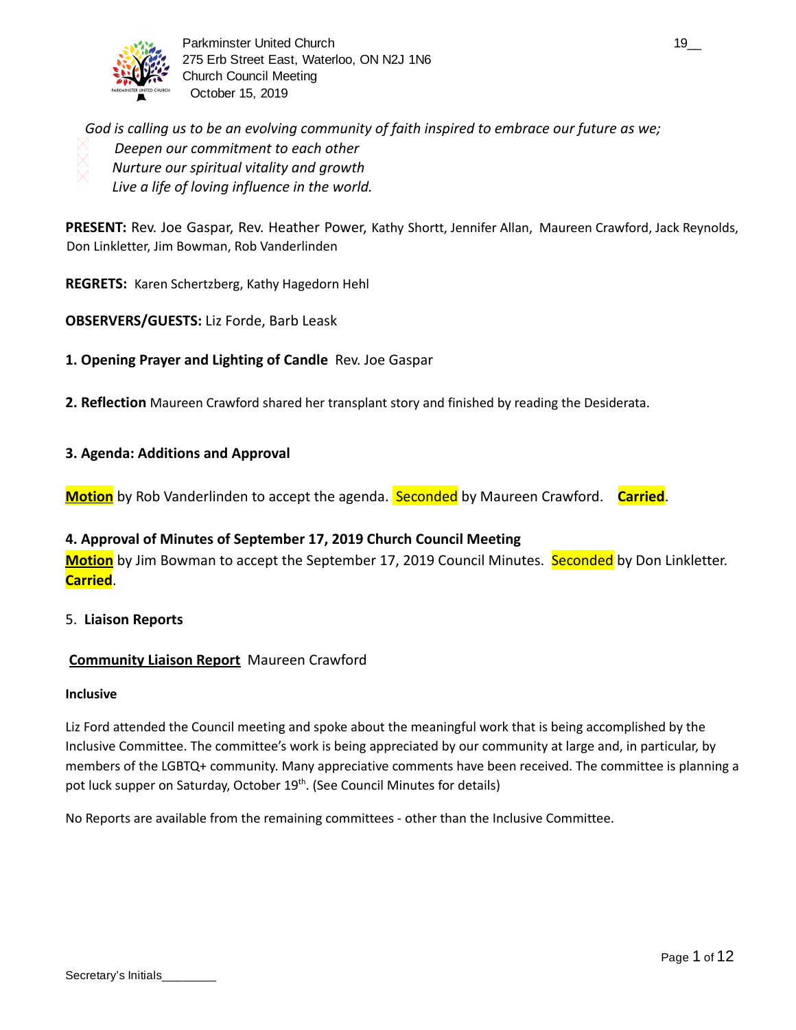Parkminster United Church
275 Erb Street East, Waterloo, ON N2J 1N6
Church Council Meeting
October 15, 2019

19__

*God is calling us to be an evolving community of faith inspired to embrace our future as we;*

- *Deepen our commitment to each other*
- *Nurture our spiritual vitality and growth*
- *Live a life of loving influence in the world.*

**PRESENT:** Rev. Joe Gaspar, Rev. Heather Power, Kathy Shortt, Jennifer Allan, Maureen Crawford, Jack Reynolds, Don Linkletter, Jim Bowman, Rob Vanderlinden

**REGRETS:** Karen Schertzberg, Kathy Hagedorn Hehl

**OBSERVERS/GUESTS:** Liz Forde, Barb Leask

**1. Opening Prayer and Lighting of Candle** Rev. Joe Gaspar

**2. Reflection** Maureen Crawford shared her transplant story and finished by reading the Desiderata.

**3. Agenda: Additions and Approval**

**Motion** by Rob Vanderlinden to accept the agenda. Seconded by Maureen Crawford. **Carried**.

**4. Approval of Minutes of September 17, 2019 Church Council Meeting**

**Motion** by Jim Bowman to accept the September 17, 2019 Council Minutes. Seconded by Don Linkletter. **Carried**.

5. **Liaison Reports**

**Community Liaison Report** Maureen Crawford

**Inclusive**

Liz Ford attended the Council meeting and spoke about the meaningful work that is being accomplished by the Inclusive Committee. The committee's work is being appreciated by our community at large and, in particular, by members of the LGBTQ+ community. Many appreciative comments have been received. The committee is planning a pot luck supper on Saturday, October 19th. (See Council Minutes for details)

No Reports are available from the remaining committees - other than the Inclusive Committee.

Secretary's Initials________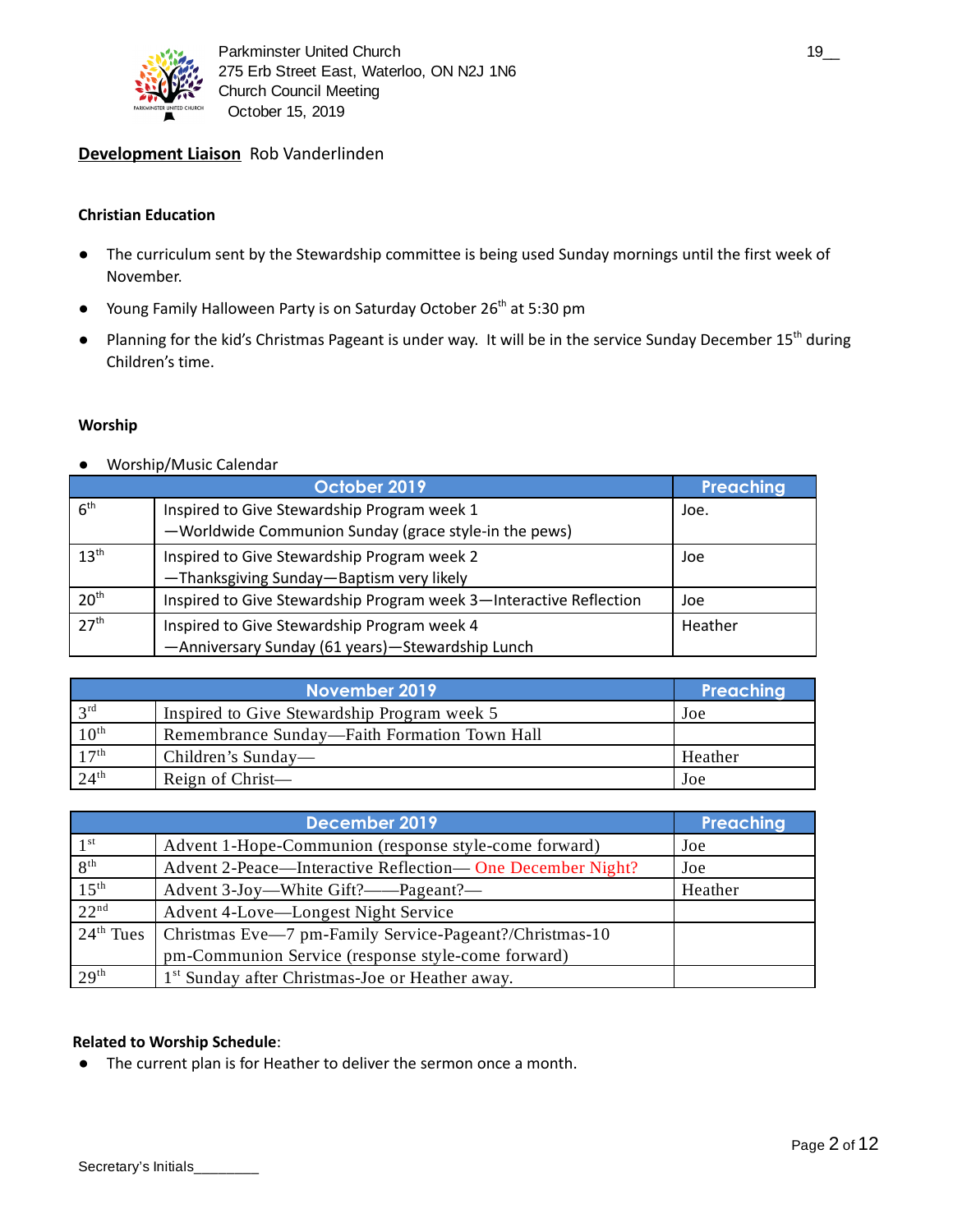**Development Liaison** Rob Vanderlinden

### Christian Education

- The curriculum sent by the Stewardship committee is being used Sunday mornings until the first week of November.
- Young Family Halloween Party is on Saturday October 26th at 5:30 pm
- Planning for the kid's Christmas Pageant is under way. It will be in the service Sunday December 15th during Children's time.

### Worship

- Worship/Music Calendar

| October 2019 | | Preaching |
|---|---|---|
| 6th | Inspired to Give Stewardship Program week 1 —Worldwide Communion Sunday (grace style-in the pews) | Joe. |
| 13th | Inspired to Give Stewardship Program week 2 —Thanksgiving Sunday—Baptism very likely | Joe |
| 20th | Inspired to Give Stewardship Program week 3—Interactive Reflection | Joe |
| 27th | Inspired to Give Stewardship Program week 4 —Anniversary Sunday (61 years)—Stewardship Lunch | Heather |

| November 2019 | | Preaching |
|---|---|---|
| 3rd | Inspired to Give Stewardship Program week 5 | Joe |
| 10th | Remembrance Sunday—Faith Formation Town Hall | |
| 17th | Children's Sunday— | Heather |
| 24th | Reign of Christ— | Joe |

| December 2019 | | Preaching |
|---|---|---|
| 1st | Advent 1-Hope-Communion (response style-come forward) | Joe |
| 8th | Advent 2-Peace—Interactive Reflection— One December Night? | Joe |
| 15th | Advent 3-Joy—White Gift?——Pageant?— | Heather |
| 22nd | Advent 4-Love—Longest Night Service | |
| 24th Tues | Christmas Eve—7 pm-Family Service-Pageant?/Christmas-10 pm-Communion Service (response style-come forward) | |
| 29th | 1st Sunday after Christmas-Joe or Heather away. | |

**Related to Worship Schedule**:

- The current plan is for Heather to deliver the sermon once a month.

Secretary's Initials________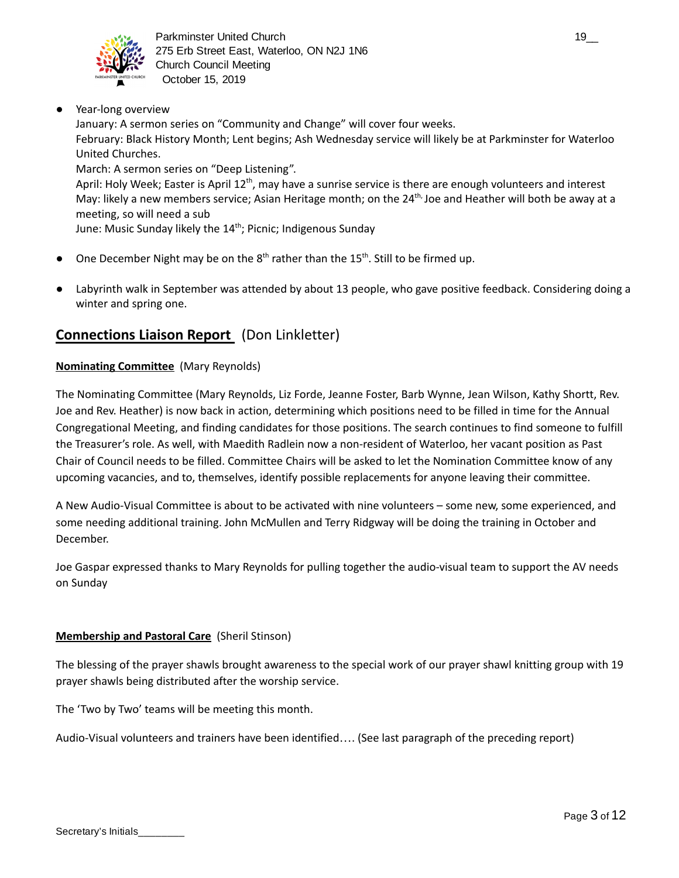- Year-long overview
  January: A sermon series on "Community and Change" will cover four weeks.
  February: Black History Month; Lent begins; Ash Wednesday service will likely be at Parkminster for Waterloo United Churches.
  March: A sermon series on "Deep Listening".
  April: Holy Week; Easter is April 12th, may have a sunrise service is there are enough volunteers and interest
  May: likely a new members service; Asian Heritage month; on the 24th, Joe and Heather will both be away at a meeting, so will need a sub
  June: Music Sunday likely the 14th; Picnic; Indigenous Sunday

- One December Night may be on the 8th rather than the 15th. Still to be firmed up.

- Labyrinth walk in September was attended by about 13 people, who gave positive feedback. Considering doing a winter and spring one.

## **Connections Liaison Report** (Don Linkletter)

**Nominating Committee** (Mary Reynolds)

The Nominating Committee (Mary Reynolds, Liz Forde, Jeanne Foster, Barb Wynne, Jean Wilson, Kathy Shortt, Rev. Joe and Rev. Heather) is now back in action, determining which positions need to be filled in time for the Annual Congregational Meeting, and finding candidates for those positions. The search continues to find someone to fulfill the Treasurer's role. As well, with Maedith Radlein now a non-resident of Waterloo, her vacant position as Past Chair of Council needs to be filled. Committee Chairs will be asked to let the Nomination Committee know of any upcoming vacancies, and to, themselves, identify possible replacements for anyone leaving their committee.

A New Audio-Visual Committee is about to be activated with nine volunteers – some new, some experienced, and some needing additional training. John McMullen and Terry Ridgway will be doing the training in October and December.

Joe Gaspar expressed thanks to Mary Reynolds for pulling together the audio-visual team to support the AV needs on Sunday

**Membership and Pastoral Care** (Sheril Stinson)

The blessing of the prayer shawls brought awareness to the special work of our prayer shawl knitting group with 19 prayer shawls being distributed after the worship service.

The 'Two by Two' teams will be meeting this month.

Audio-Visual volunteers and trainers have been identified…. (See last paragraph of the preceding report)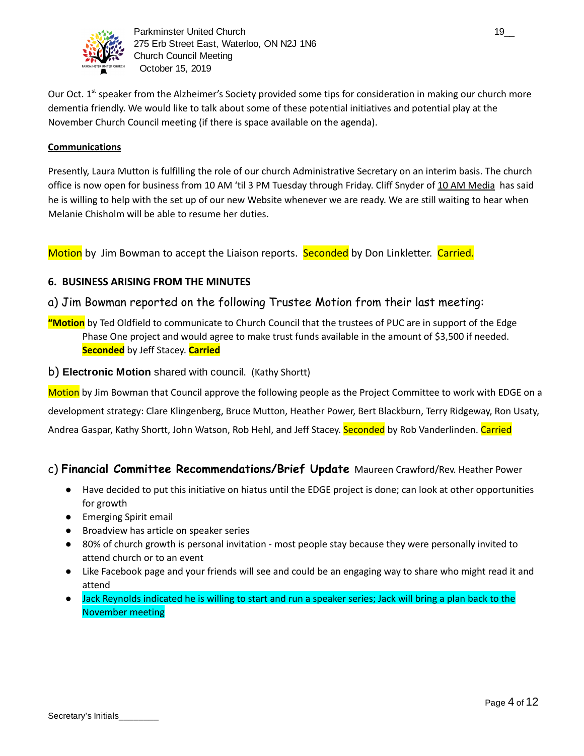Our Oct. 1st speaker from the Alzheimer's Society provided some tips for consideration in making our church more dementia friendly. We would like to talk about some of these potential initiatives and potential play at the November Church Council meeting (if there is space available on the agenda).

**Communications**

Presently, Laura Mutton is fulfilling the role of our church Administrative Secretary on an interim basis. The church office is now open for business from 10 AM 'til 3 PM Tuesday through Friday. Cliff Snyder of 10 AM Media has said he is willing to help with the set up of our new Website whenever we are ready. We are still waiting to hear when Melanie Chisholm will be able to resume her duties.

Motion by Jim Bowman to accept the Liaison reports. Seconded by Don Linkletter. Carried.

## 6. BUSINESS ARISING FROM THE MINUTES

### a) Jim Bowman reported on the following Trustee Motion from their last meeting:

**"Motion** by Ted Oldfield to communicate to Church Council that the trustees of PUC are in support of the Edge Phase One project and would agree to make trust funds available in the amount of $3,500 if needed. **Seconded** by Jeff Stacey. **Carried**

### b) **Electronic Motion** shared with council. (Kathy Shortt)

Motion by Jim Bowman that Council approve the following people as the Project Committee to work with EDGE on a development strategy: Clare Klingenberg, Bruce Mutton, Heather Power, Bert Blackburn, Terry Ridgeway, Ron Usaty, Andrea Gaspar, Kathy Shortt, John Watson, Rob Hehl, and Jeff Stacey. Seconded by Rob Vanderlinden. Carried

### c) **Financial Committee Recommendations/Brief Update** Maureen Crawford/Rev. Heather Power

- Have decided to put this initiative on hiatus until the EDGE project is done; can look at other opportunities for growth
- Emerging Spirit email
- Broadview has article on speaker series
- 80% of church growth is personal invitation - most people stay because they were personally invited to attend church or to an event
- Like Facebook page and your friends will see and could be an engaging way to share who might read it and attend
- Jack Reynolds indicated he is willing to start and run a speaker series; Jack will bring a plan back to the November meeting

Secretary's Initials________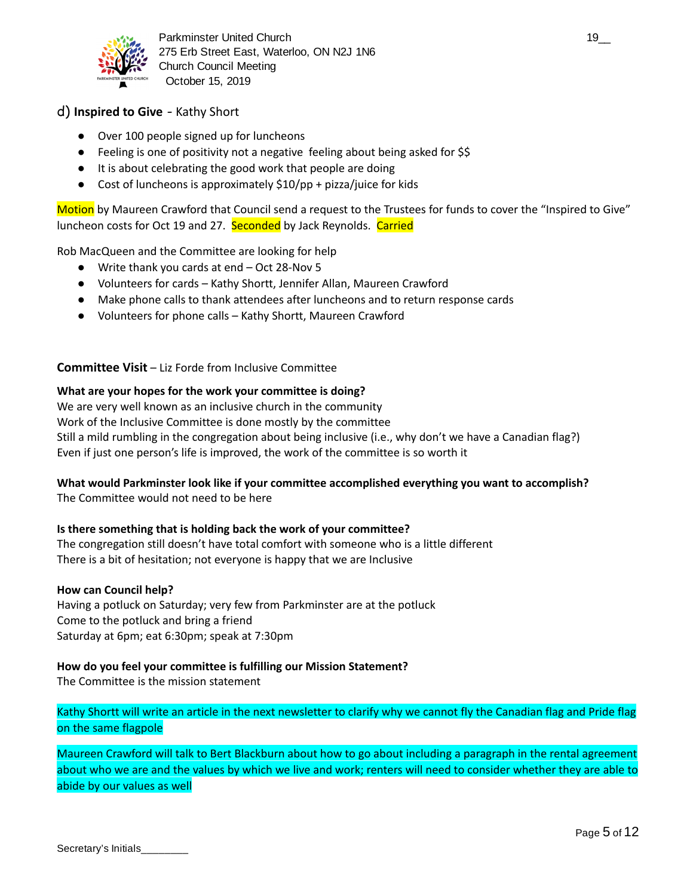d) **Inspired to Give** - Kathy Short

- Over 100 people signed up for luncheons
- Feeling is one of positivity not a negative feeling about being asked for $$
- It is about celebrating the good work that people are doing
- Cost of luncheons is approximately $10/pp + pizza/juice for kids

Motion by Maureen Crawford that Council send a request to the Trustees for funds to cover the "Inspired to Give" luncheon costs for Oct 19 and 27. Seconded by Jack Reynolds. Carried

Rob MacQueen and the Committee are looking for help

- Write thank you cards at end – Oct 28-Nov 5
- Volunteers for cards – Kathy Shortt, Jennifer Allan, Maureen Crawford
- Make phone calls to thank attendees after luncheons and to return response cards
- Volunteers for phone calls – Kathy Shortt, Maureen Crawford

**Committee Visit** – Liz Forde from Inclusive Committee

**What are your hopes for the work your committee is doing?**

We are very well known as an inclusive church in the community
Work of the Inclusive Committee is done mostly by the committee
Still a mild rumbling in the congregation about being inclusive (i.e., why don't we have a Canadian flag?)
Even if just one person's life is improved, the work of the committee is so worth it

**What would Parkminster look like if your committee accomplished everything you want to accomplish?**

The Committee would not need to be here

**Is there something that is holding back the work of your committee?**

The congregation still doesn't have total comfort with someone who is a little different
There is a bit of hesitation; not everyone is happy that we are Inclusive

**How can Council help?**

Having a potluck on Saturday; very few from Parkminster are at the potluck
Come to the potluck and bring a friend
Saturday at 6pm; eat 6:30pm; speak at 7:30pm

**How do you feel your committee is fulfilling our Mission Statement?**

The Committee is the mission statement

Kathy Shortt will write an article in the next newsletter to clarify why we cannot fly the Canadian flag and Pride flag on the same flagpole

Maureen Crawford will talk to Bert Blackburn about how to go about including a paragraph in the rental agreement about who we are and the values by which we live and work; renters will need to consider whether they are able to abide by our values as well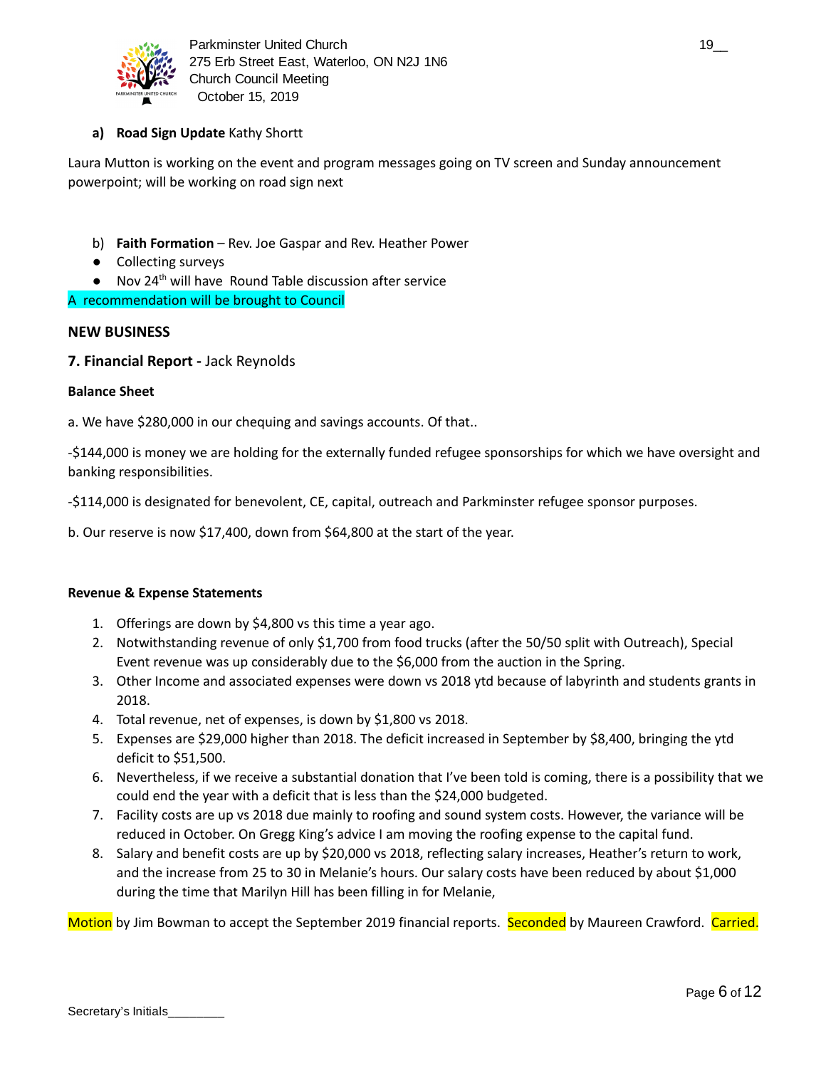**a) Road Sign Update** Kathy Shortt

Laura Mutton is working on the event and program messages going on TV screen and Sunday announcement powerpoint; will be working on road sign next

b) **Faith Formation** – Rev. Joe Gaspar and Rev. Heather Power

- Collecting surveys
- Nov 24th will have Round Table discussion after service

A recommendation will be brought to Council

## NEW BUSINESS

### 7. Financial Report - Jack Reynolds

**Balance Sheet**

a. We have $280,000 in our chequing and savings accounts. Of that..

-$144,000 is money we are holding for the externally funded refugee sponsorships for which we have oversight and banking responsibilities.

-$114,000 is designated for benevolent, CE, capital, outreach and Parkminster refugee sponsor purposes.

b. Our reserve is now $17,400, down from $64,800 at the start of the year.

**Revenue & Expense Statements**

1. Offerings are down by $4,800 vs this time a year ago.
2. Notwithstanding revenue of only $1,700 from food trucks (after the 50/50 split with Outreach), Special Event revenue was up considerably due to the $6,000 from the auction in the Spring.
3. Other Income and associated expenses were down vs 2018 ytd because of labyrinth and students grants in 2018.
4. Total revenue, net of expenses, is down by $1,800 vs 2018.
5. Expenses are $29,000 higher than 2018. The deficit increased in September by $8,400, bringing the ytd deficit to $51,500.
6. Nevertheless, if we receive a substantial donation that I've been told is coming, there is a possibility that we could end the year with a deficit that is less than the $24,000 budgeted.
7. Facility costs are up vs 2018 due mainly to roofing and sound system costs. However, the variance will be reduced in October. On Gregg King's advice I am moving the roofing expense to the capital fund.
8. Salary and benefit costs are up by $20,000 vs 2018, reflecting salary increases, Heather's return to work, and the increase from 25 to 30 in Melanie's hours. Our salary costs have been reduced by about $1,000 during the time that Marilyn Hill has been filling in for Melanie,

Motion by Jim Bowman to accept the September 2019 financial reports. Seconded by Maureen Crawford. Carried.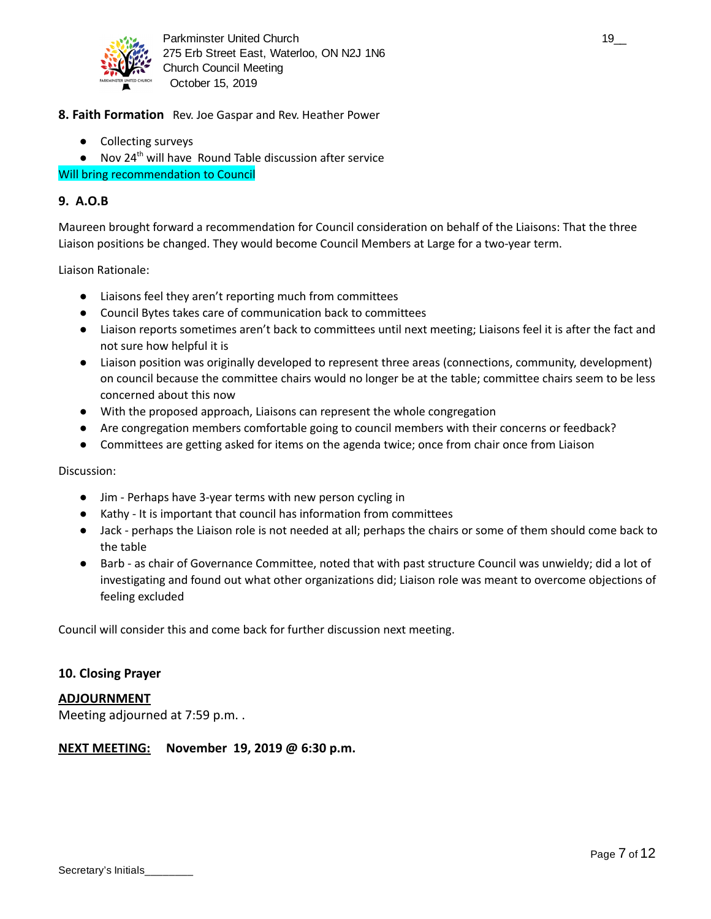## 8. Faith Formation Rev. Joe Gaspar and Rev. Heather Power

- Collecting surveys
- Nov 24th will have Round Table discussion after service

Will bring recommendation to Council

## 9. A.O.B

Maureen brought forward a recommendation for Council consideration on behalf of the Liaisons: That the three Liaison positions be changed. They would become Council Members at Large for a two-year term.

Liaison Rationale:

- Liaisons feel they aren't reporting much from committees
- Council Bytes takes care of communication back to committees
- Liaison reports sometimes aren't back to committees until next meeting; Liaisons feel it is after the fact and not sure how helpful it is
- Liaison position was originally developed to represent three areas (connections, community, development) on council because the committee chairs would no longer be at the table; committee chairs seem to be less concerned about this now
- With the proposed approach, Liaisons can represent the whole congregation
- Are congregation members comfortable going to council members with their concerns or feedback?
- Committees are getting asked for items on the agenda twice; once from chair once from Liaison

Discussion:

- Jim - Perhaps have 3-year terms with new person cycling in
- Kathy - It is important that council has information from committees
- Jack - perhaps the Liaison role is not needed at all; perhaps the chairs or some of them should come back to the table
- Barb - as chair of Governance Committee, noted that with past structure Council was unwieldy; did a lot of investigating and found out what other organizations did; Liaison role was meant to overcome objections of feeling excluded

Council will consider this and come back for further discussion next meeting.

## 10. Closing Prayer

**ADJOURNMENT**

Meeting adjourned at 7:59 p.m. .

**NEXT MEETING: November 19, 2019 @ 6:30 p.m.**

Secretary's Initials________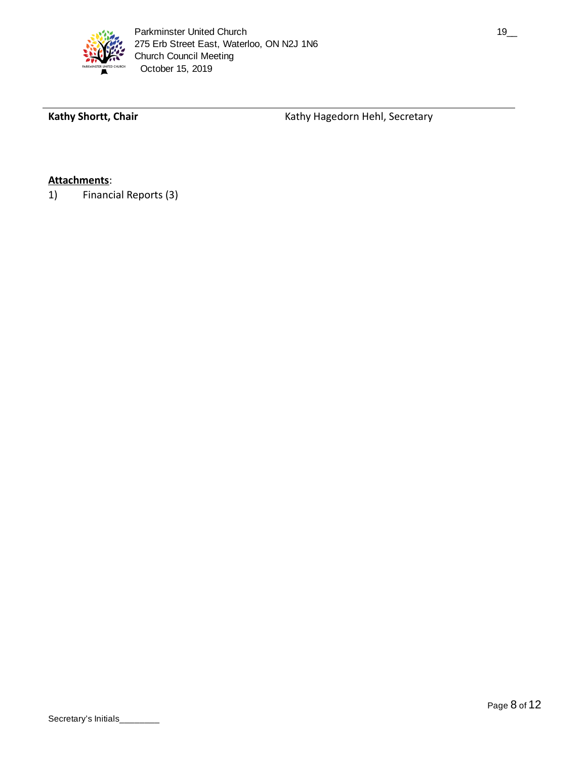**Kathy Shortt, Chair** Kathy Hagedorn Hehl, Secretary

**Attachments**:

1) Financial Reports (3)

Secretary's Initials________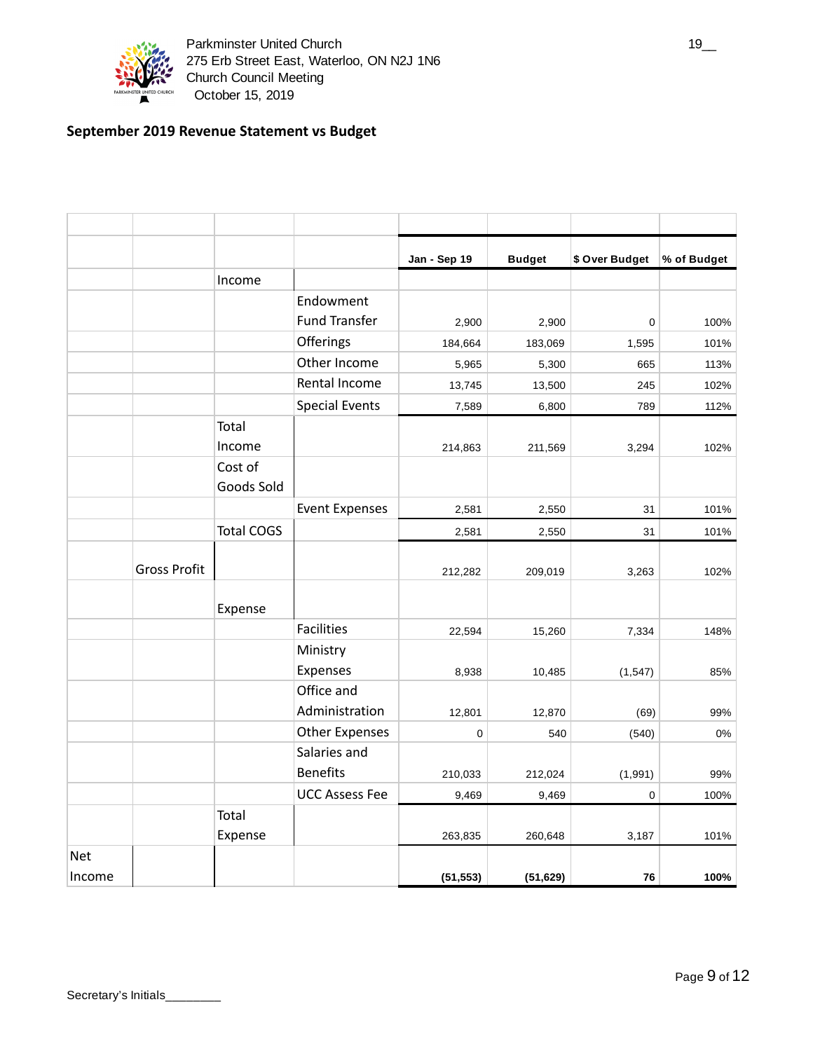Parkminster United Church
275 Erb Street East, Waterloo, ON N2J 1N6
Church Council Meeting
October 15, 2019

## September 2019 Revenue Statement vs Budget

| | | | | Jan - Sep 19 | Budget | $ Over Budget | % of Budget |
|---|---|---|---|---|---|---|---|
| | | Income | | | | | |
| | | | Endowment Fund Transfer | 2,900 | 2,900 | 0 | 100% |
| | | | Offerings | 184,664 | 183,069 | 1,595 | 101% |
| | | | Other Income | 5,965 | 5,300 | 665 | 113% |
| | | | Rental Income | 13,745 | 13,500 | 245 | 102% |
| | | | Special Events | 7,589 | 6,800 | 789 | 112% |
| | | Total Income | | 214,863 | 211,569 | 3,294 | 102% |
| | | Cost of Goods Sold | | | | | |
| | | | Event Expenses | 2,581 | 2,550 | 31 | 101% |
| | | Total COGS | | 2,581 | 2,550 | 31 | 101% |
| | Gross Profit | | | 212,282 | 209,019 | 3,263 | 102% |
| | | Expense | | | | | |
| | | | Facilities | 22,594 | 15,260 | 7,334 | 148% |
| | | | Ministry Expenses | 8,938 | 10,485 | (1,547) | 85% |
| | | | Office and Administration | 12,801 | 12,870 | (69) | 99% |
| | | | Other Expenses | 0 | 540 | (540) | 0% |
| | | | Salaries and Benefits | 210,033 | 212,024 | (1,991) | 99% |
| | | | UCC Assess Fee | 9,469 | 9,469 | 0 | 100% |
| | | Total Expense | | 263,835 | 260,648 | 3,187 | 101% |
| Net Income | | | | **(51,553)** | **(51,629)** | **76** | **100%** |

Secretary's Initials________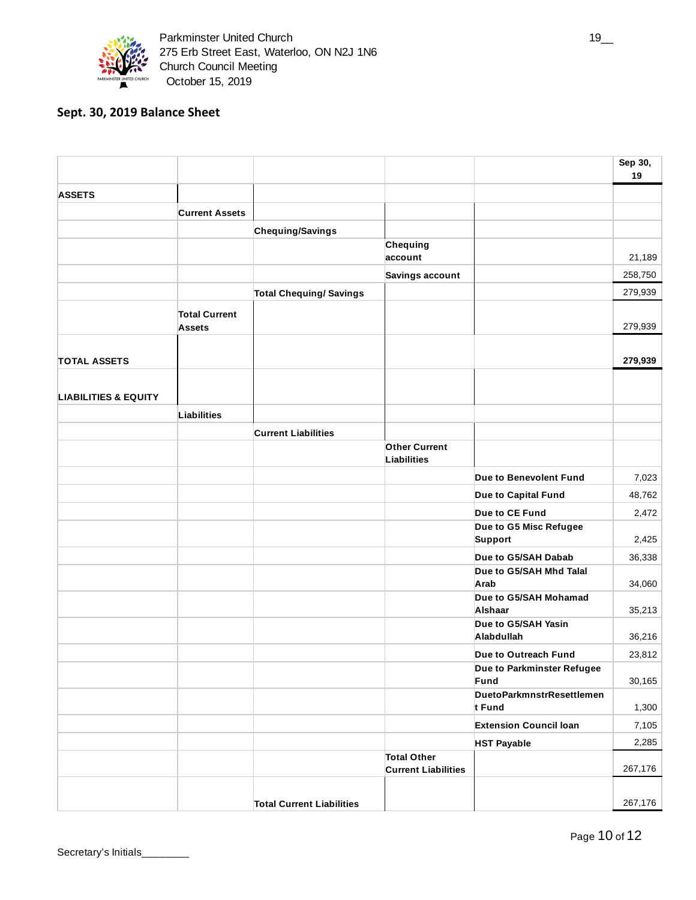Parkminster United Church
275 Erb Street East, Waterloo, ON N2J 1N6
Church Council Meeting
October 15, 2019

## Sept. 30, 2019 Balance Sheet

| | | | | | Sep 30, 19 |
|---|---|---|---|---|---|
| **ASSETS** | | | | | |
| | **Current Assets** | | | | |
| | | **Chequing/Savings** | | | |
| | | | **Chequing account** | | 21,189 |
| | | | **Savings account** | | 258,750 |
| | | **Total Chequing/ Savings** | | | 279,939 |
| | **Total Current Assets** | | | | 279,939 |
| **TOTAL ASSETS** | | | | | **279,939** |
| **LIABILITIES & EQUITY** | | | | | |
| | **Liabilities** | | | | |
| | | **Current Liabilities** | | | |
| | | | **Other Current Liabilities** | | |
| | | | | **Due to Benevolent Fund** | 7,023 |
| | | | | **Due to Capital Fund** | 48,762 |
| | | | | **Due to CE Fund** | 2,472 |
| | | | | **Due to G5 Misc Refugee Support** | 2,425 |
| | | | | **Due to G5/SAH Dabab** | 36,338 |
| | | | | **Due to G5/SAH Mhd Talal Arab** | 34,060 |
| | | | | **Due to G5/SAH Mohamad Alshaar** | 35,213 |
| | | | | **Due to G5/SAH Yasin Alabdullah** | 36,216 |
| | | | | **Due to Outreach Fund** | 23,812 |
| | | | | **Due to Parkminster Refugee Fund** | 30,165 |
| | | | | **DuetoParkmnstrResettlement Fund** | 1,300 |
| | | | | **Extension Council loan** | 7,105 |
| | | | | **HST Payable** | 2,285 |
| | | | **Total Other Current Liabilities** | | 267,176 |
| | | **Total Current Liabilities** | | | 267,176 |

Secretary's Initials________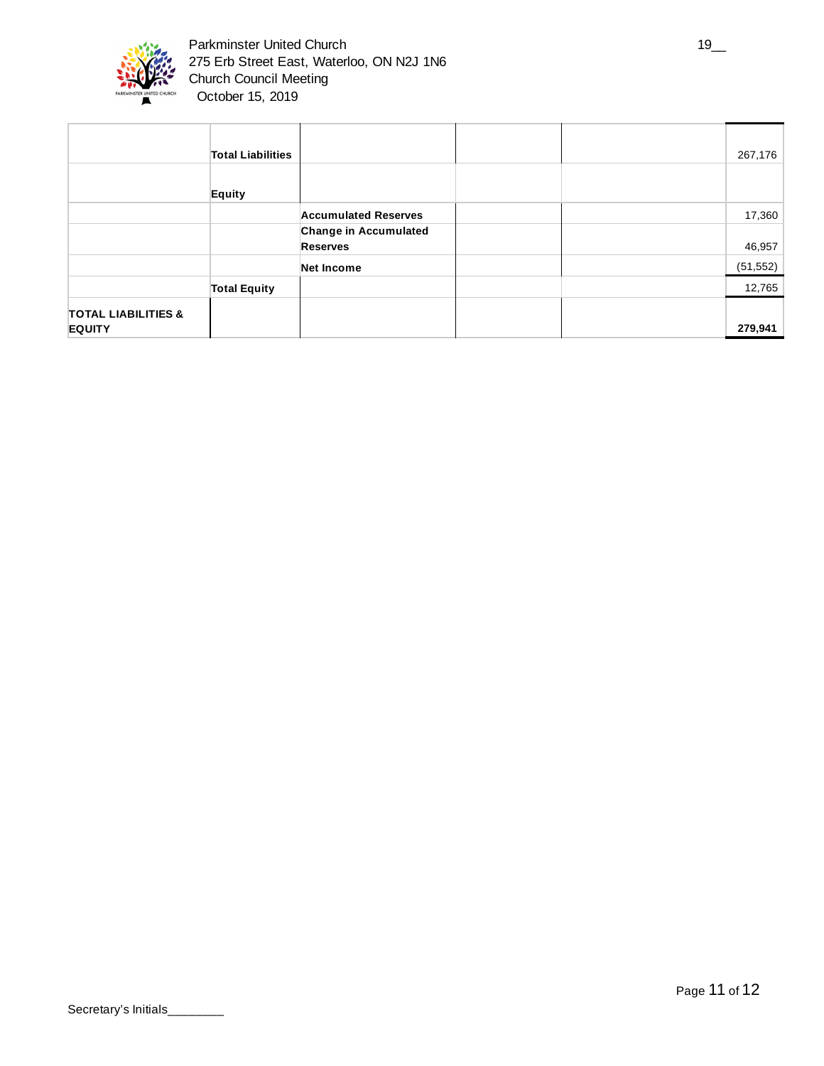| | | | | | |
|---|---|---|---|---|---|
| | **Total Liabilities** | | | | 267,176 |
| | **Equity** | | | | |
| | | **Accumulated Reserves** | | | 17,360 |
| | | **Change in Accumulated Reserves** | | | 46,957 |
| | | **Net Income** | | | (51,552) |
| | **Total Equity** | | | | 12,765 |
| **TOTAL LIABILITIES & EQUITY** | | | | | **279,941** |

Secretary's Initials________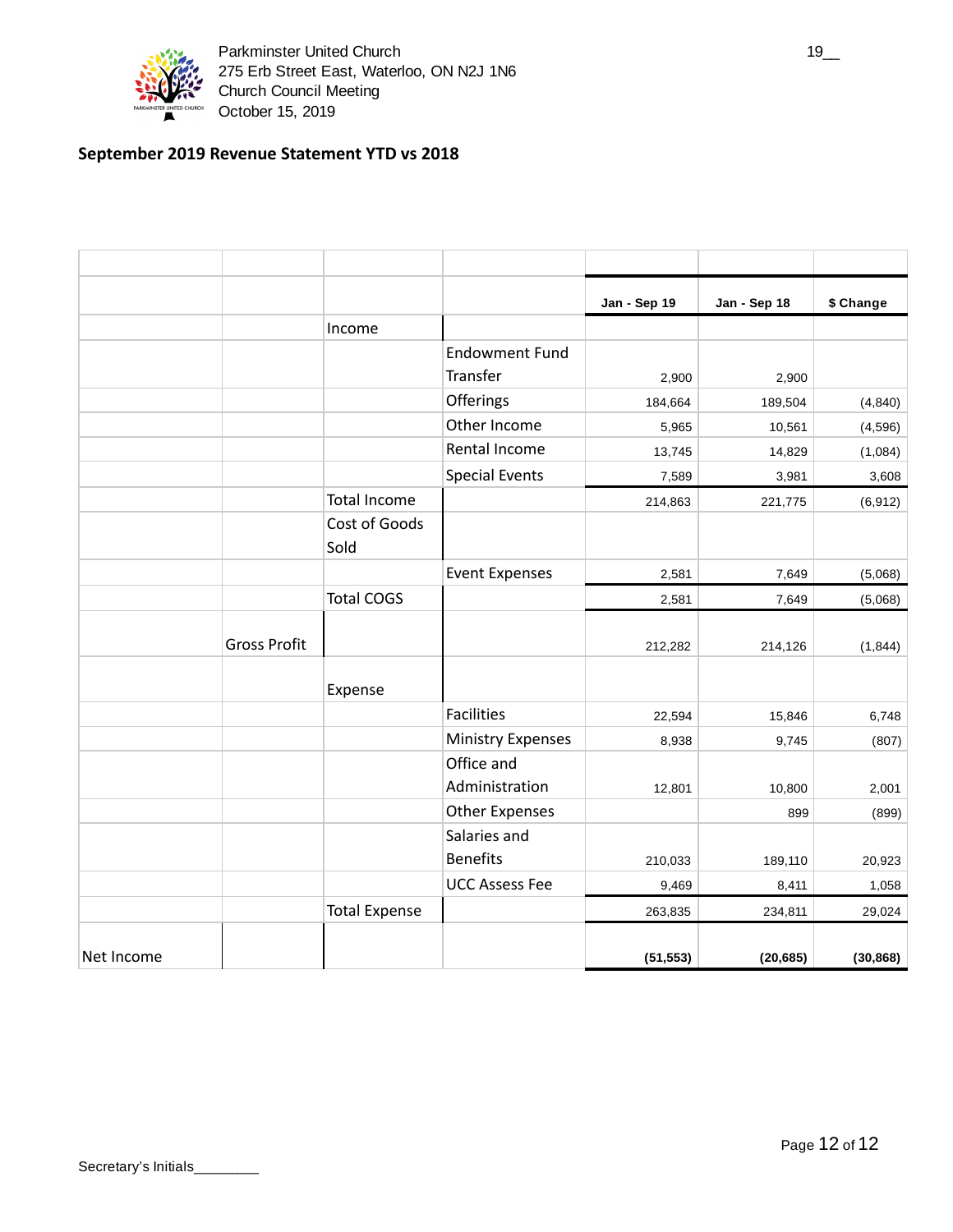Parkminster United Church
275 Erb Street East, Waterloo, ON N2J 1N6
Church Council Meeting
October 15, 2019

19__

**September 2019 Revenue Statement YTD vs 2018**

| | | | | Jan - Sep 19 | Jan - Sep 18 | $ Change |
|---|---|---|---|---|---|---|
| | | Income | | | | |
| | | | Endowment Fund Transfer | 2,900 | 2,900 | |
| | | | Offerings | 184,664 | 189,504 | (4,840) |
| | | | Other Income | 5,965 | 10,561 | (4,596) |
| | | | Rental Income | 13,745 | 14,829 | (1,084) |
| | | | Special Events | 7,589 | 3,981 | 3,608 |
| | | Total Income | | 214,863 | 221,775 | (6,912) |
| | | Cost of Goods Sold | | | | |
| | | | Event Expenses | 2,581 | 7,649 | (5,068) |
| | | Total COGS | | 2,581 | 7,649 | (5,068) |
| | Gross Profit | | | 212,282 | 214,126 | (1,844) |
| | | Expense | | | | |
| | | | Facilities | 22,594 | 15,846 | 6,748 |
| | | | Ministry Expenses | 8,938 | 9,745 | (807) |
| | | | Office and Administration | 12,801 | 10,800 | 2,001 |
| | | | Other Expenses | | 899 | (899) |
| | | | Salaries and Benefits | 210,033 | 189,110 | 20,923 |
| | | | UCC Assess Fee | 9,469 | 8,411 | 1,058 |
| | | Total Expense | | 263,835 | 234,811 | 29,024 |
| Net Income | | | | **(51,553)** | **(20,685)** | **(30,868)** |

Secretary's Initials________